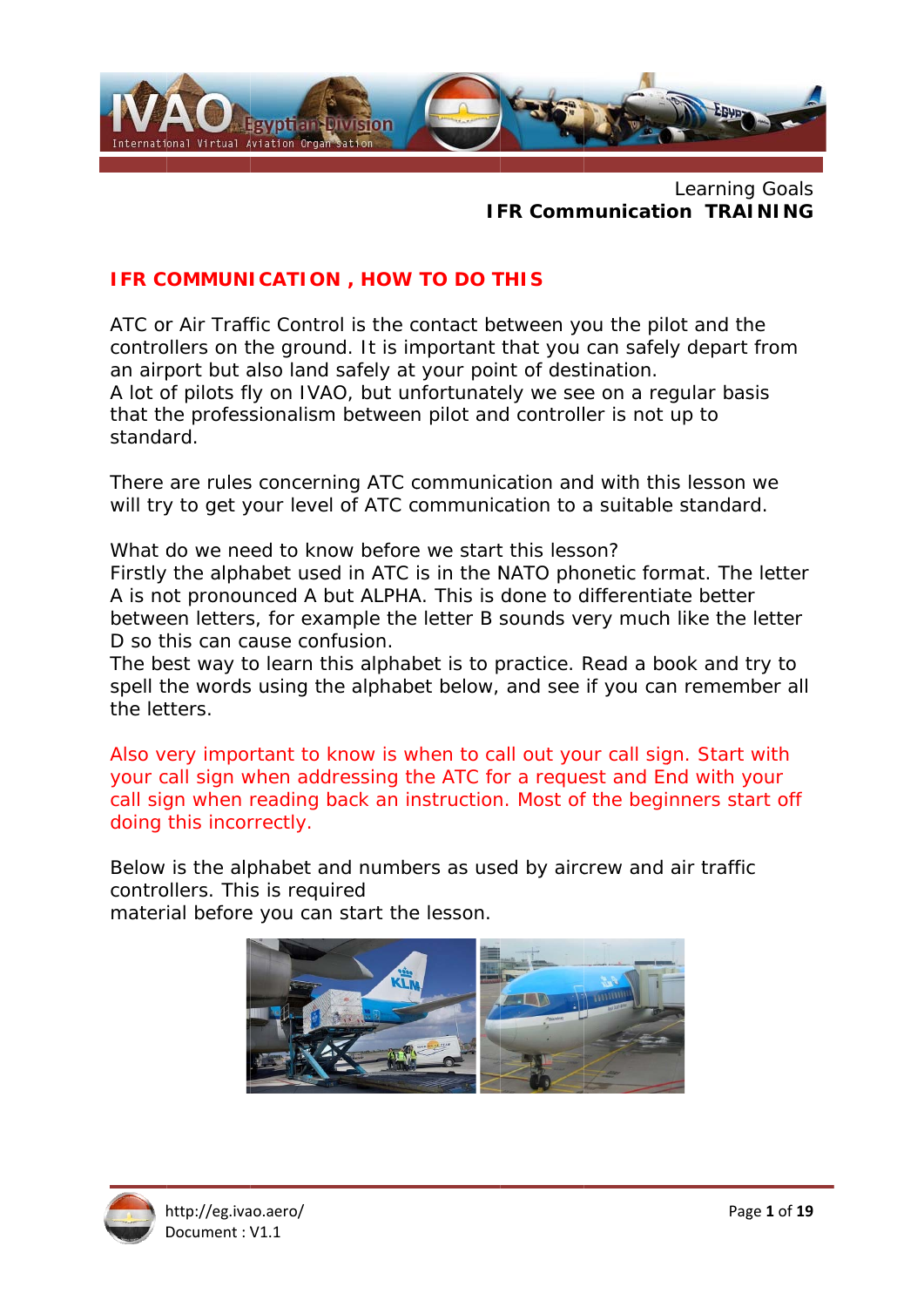Learning Goals
**IFR Communication TRAINING**

## IFR COMMUNICATION , HOW TO DO THIS

ATC or Air Traffic Control is the contact between you the pilot and the controllers on the ground. It is important that you can safely depart from an airport but also land safely at your point of destination.
A lot of pilots fly on IVAO, but unfortunately we see on a regular basis that the professionalism between pilot and controller is not up to standard.

There are rules concerning ATC communication and with this lesson we will try to get your level of ATC communication to a suitable standard.

What do we need to know before we start this lesson?
Firstly the alphabet used in ATC is in the NATO phonetic format. The letter A is not pronounced A but ALPHA. This is done to differentiate better between letters, for example the letter B sounds very much like the letter D so this can cause confusion.
The best way to learn this alphabet is to practice. Read a book and try to spell the words using the alphabet below, and see if you can remember all the letters.

Also very important to know is when to call out your call sign. Start with your call sign when addressing the ATC for a request and End with your call sign when reading back an instruction. Most of the beginners start off doing this incorrectly.

Below is the alphabet and numbers as used by aircrew and air traffic controllers. This is required
material before you can start the lesson.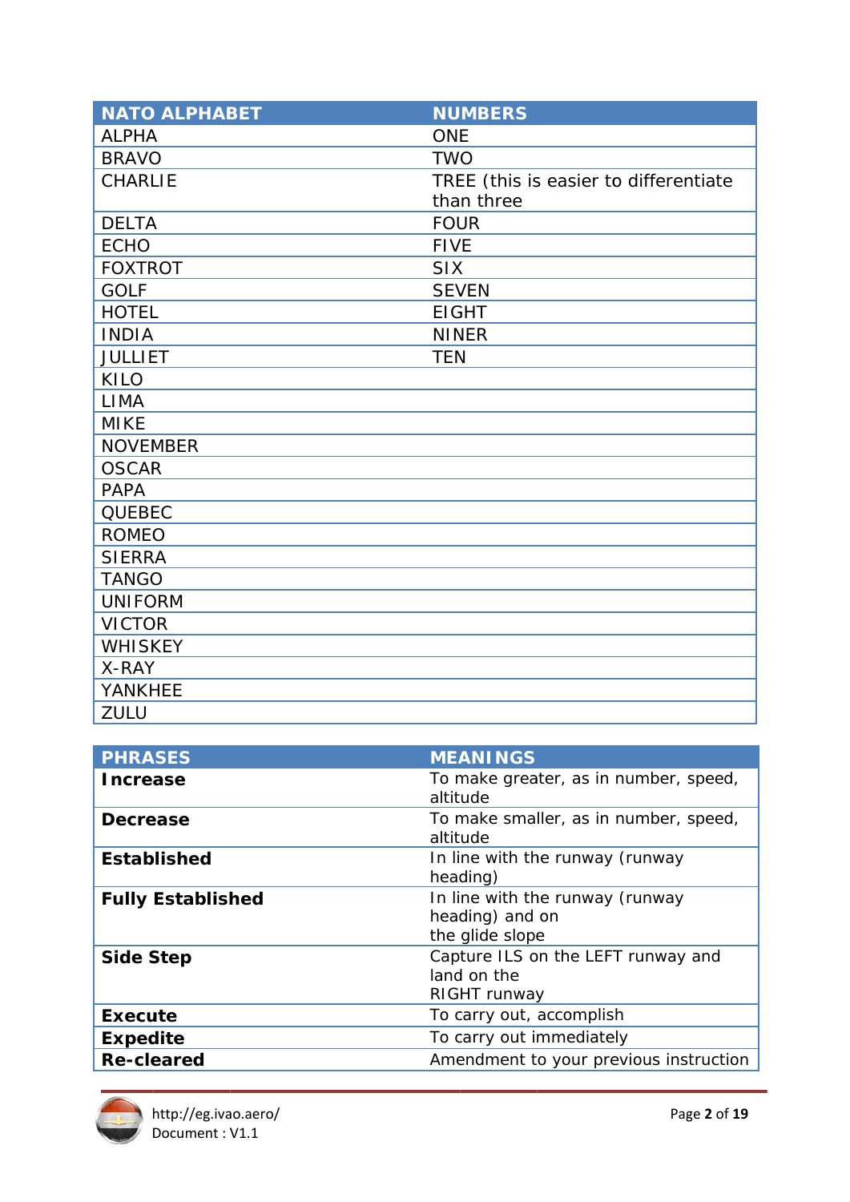| NATO ALPHABET | NUMBERS |
| --- | --- |
| ALPHA | ONE |
| BRAVO | TWO |
| CHARLIE | TREE (this is easier to differentiate than three |
| DELTA | FOUR |
| ECHO | FIVE |
| FOXTROT | SIX |
| GOLF | SEVEN |
| HOTEL | EIGHT |
| INDIA | NINER |
| JULLIET | TEN |
| KILO | |
| LIMA | |
| MIKE | |
| NOVEMBER | |
| OSCAR | |
| PAPA | |
| QUEBEC | |
| ROMEO | |
| SIERRA | |
| TANGO | |
| UNIFORM | |
| VICTOR | |
| WHISKEY | |
| X-RAY | |
| YANKHEE | |
| ZULU | |

| PHRASES | MEANINGS |
| --- | --- |
| **Increase** | To make greater, as in number, speed, altitude |
| **Decrease** | To make smaller, as in number, speed, altitude |
| **Established** | In line with the runway (runway heading) |
| **Fully Established** | In line with the runway (runway heading) and on the glide slope |
| **Side Step** | Capture ILS on the LEFT runway and land on the RIGHT runway |
| **Execute** | To carry out, accomplish |
| **Expedite** | To carry out immediately |
| **Re-cleared** | Amendment to your previous instruction |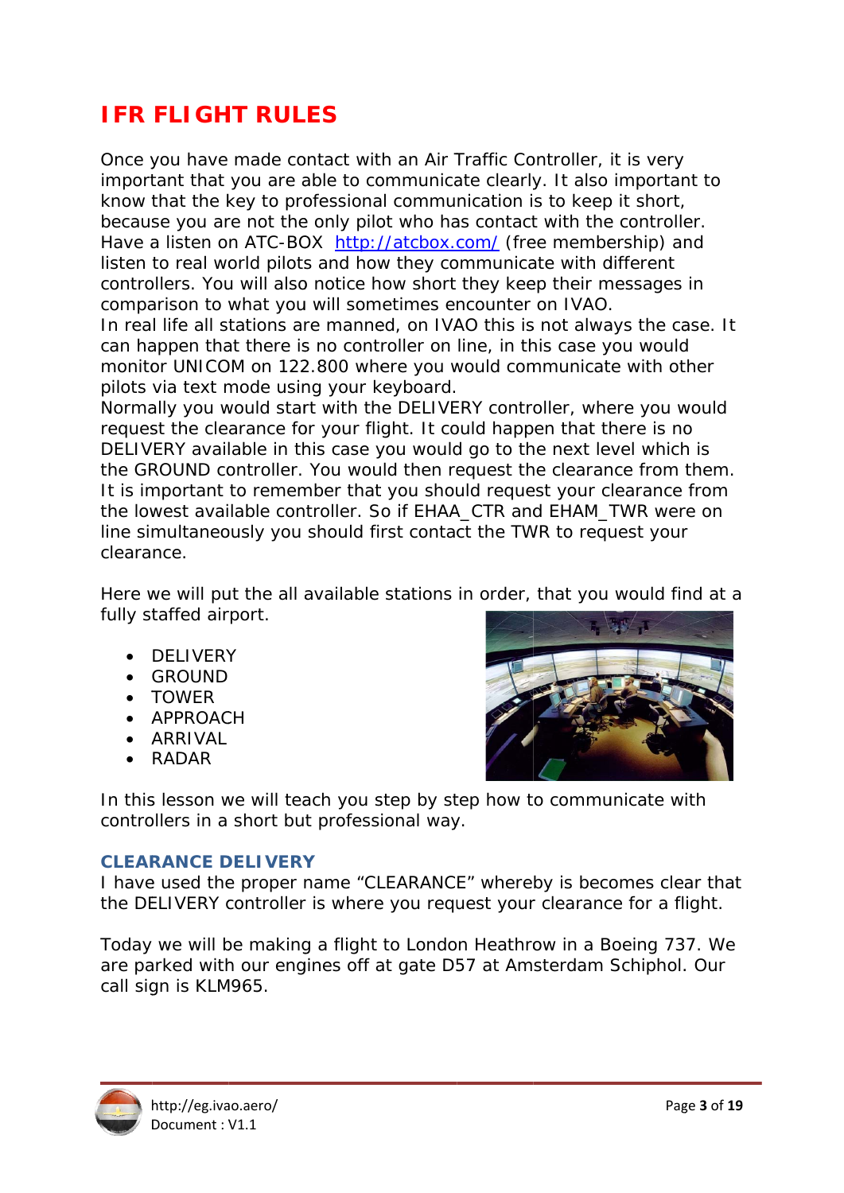# IFR FLIGHT RULES

Once you have made contact with an Air Traffic Controller, it is very important that you are able to communicate clearly. It also important to know that the key to professional communication is to keep it short, because you are not the only pilot who has contact with the controller. Have a listen on ATC-BOX [http://atcbox.com/](http://atcbox.com/) (free membership) and listen to real world pilots and how they communicate with different controllers. You will also notice how short they keep their messages in comparison to what you will sometimes encounter on IVAO.
In real life all stations are manned, on IVAO this is not always the case. It can happen that there is no controller on line, in this case you would monitor UNICOM on 122.800 where you would communicate with other pilots via text mode using your keyboard.
Normally you would start with the DELIVERY controller, where you would request the clearance for your flight. It could happen that there is no DELIVERY available in this case you would go to the next level which is the GROUND controller. You would then request the clearance from them. It is important to remember that you should request your clearance from the lowest available controller. So if EHAA_CTR and EHAM_TWR were on line simultaneously you should first contact the TWR to request your clearance.

Here we will put the all available stations in order, that you would find at a fully staffed airport.

- DELIVERY
- GROUND
- TOWER
- APPROACH
- ARRIVAL
- RADAR

In this lesson we will teach you step by step how to communicate with controllers in a short but professional way.

## CLEARANCE DELIVERY

I have used the proper name "CLEARANCE" whereby is becomes clear that the DELIVERY controller is where you request your clearance for a flight.

Today we will be making a flight to London Heathrow in a Boeing 737. We are parked with our engines off at gate D57 at Amsterdam Schiphol. Our call sign is KLM965.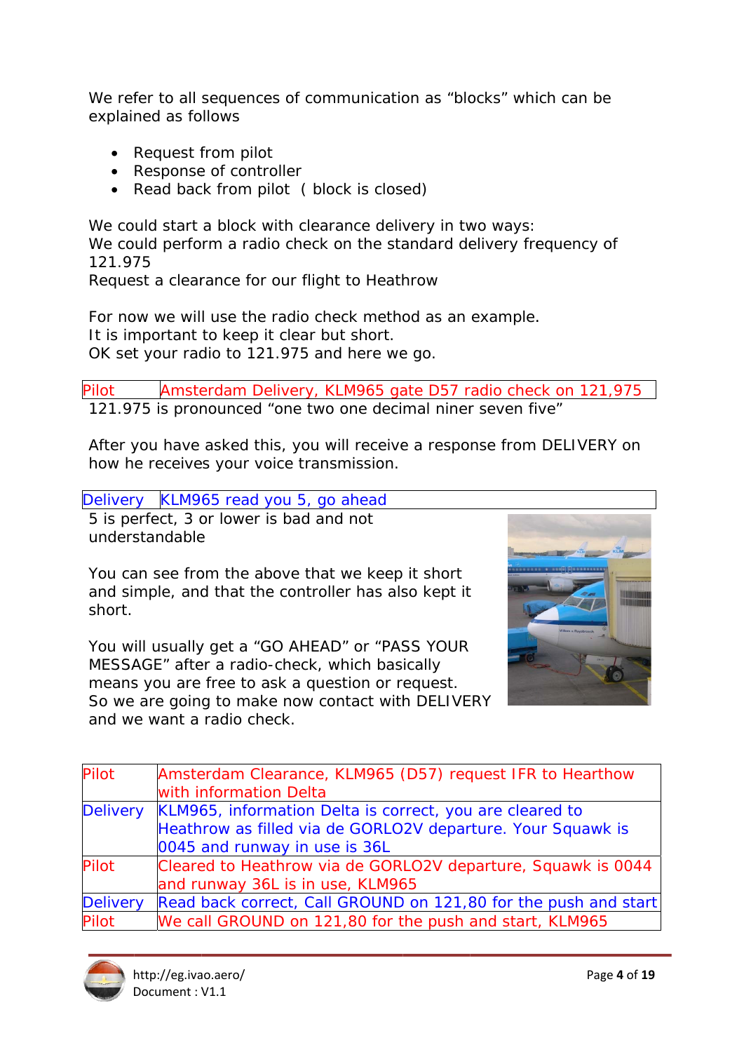We refer to all sequences of communication as “blocks” which can be explained as follows

- Request from pilot
- Response of controller
- Read back from pilot ( block is closed)

We could start a block with clearance delivery in two ways:
We could perform a radio check on the standard delivery frequency of 121.975
Request a clearance for our flight to Heathrow

For now we will use the radio check method as an example.
It is important to keep it clear but short.
OK set your radio to 121.975 and here we go.

| Pilot | Amsterdam Delivery, KLM965 gate D57 radio check on 121,975 |
|---|---|

121.975 is pronounced “one two one decimal niner seven five”

After you have asked this, you will receive a response from DELIVERY on how he receives your voice transmission.

| Delivery | KLM965 read you 5, go ahead |
|---|---|

5 is perfect, 3 or lower is bad and not understandable

You can see from the above that we keep it short and simple, and that the controller has also kept it short.

You will usually get a “GO AHEAD” or “PASS YOUR MESSAGE” after a radio-check, which basically means you are free to ask a question or request. So we are going to make now contact with DELIVERY and we want a radio check.

| Pilot | Amsterdam Clearance, KLM965 (D57) request IFR to Hearthow with information Delta |
|---|---|
| Delivery | KLM965, information Delta is correct, you are cleared to Heathrow as filled via de GORLO2V departure. Your Squawk is 0045 and runway in use is 36L |
| Pilot | Cleared to Heathrow via de GORLO2V departure, Squawk is 0044 and runway 36L is in use, KLM965 |
| Delivery | Read back correct, Call GROUND on 121,80 for the push and start |
| Pilot | We call GROUND on 121,80 for the push and start, KLM965 |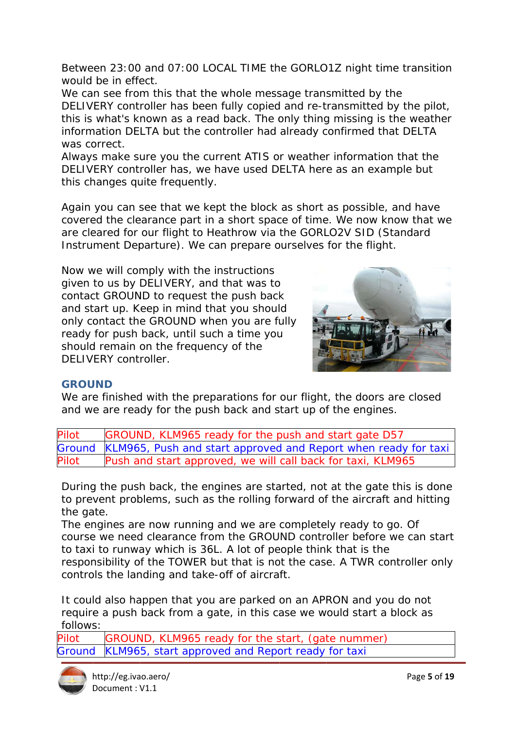Between 23:00 and 07:00 LOCAL TIME the GORLO1Z night time transition would be in effect.
We can see from this that the whole message transmitted by the DELIVERY controller has been fully copied and re-transmitted by the pilot, this is what's known as a read back. The only thing missing is the weather information DELTA but the controller had already confirmed that DELTA was correct.
Always make sure you the current ATIS or weather information that the DELIVERY controller has, we have used DELTA here as an example but this changes quite frequently.

Again you can see that we kept the block as short as possible, and have covered the clearance part in a short space of time. We now know that we are cleared for our flight to Heathrow via the GORLO2V SID (Standard Instrument Departure). We can prepare ourselves for the flight.

Now we will comply with the instructions given to us by DELIVERY, and that was to contact GROUND to request the push back and start up. Keep in mind that you should only contact the GROUND when you are fully ready for push back, until such a time you should remain on the frequency of the DELIVERY controller.

## GROUND

We are finished with the preparations for our flight, the doors are closed and we are ready for the push back and start up of the engines.

| | |
|---|---|
| Pilot | GROUND, KLM965 ready for the push and start gate D57 |
| Ground | KLM965, Push and start approved and Report when ready for taxi |
| Pilot | Push and start approved, we will call back for taxi, KLM965 |

During the push back, the engines are started, not at the gate this is done to prevent problems, such as the rolling forward of the aircraft and hitting the gate.
The engines are now running and we are completely ready to go. Of course we need clearance from the GROUND controller before we can start to taxi to runway which is 36L. A lot of people think that is the responsibility of the TOWER but that is not the case. A TWR controller only controls the landing and take-off of aircraft.

It could also happen that you are parked on an APRON and you do not require a push back from a gate, in this case we would start a block as follows:

| | |
|---|---|
| Pilot | GROUND, KLM965 ready for the start, (gate nummer) |
| Ground | KLM965, start approved and Report ready for taxi |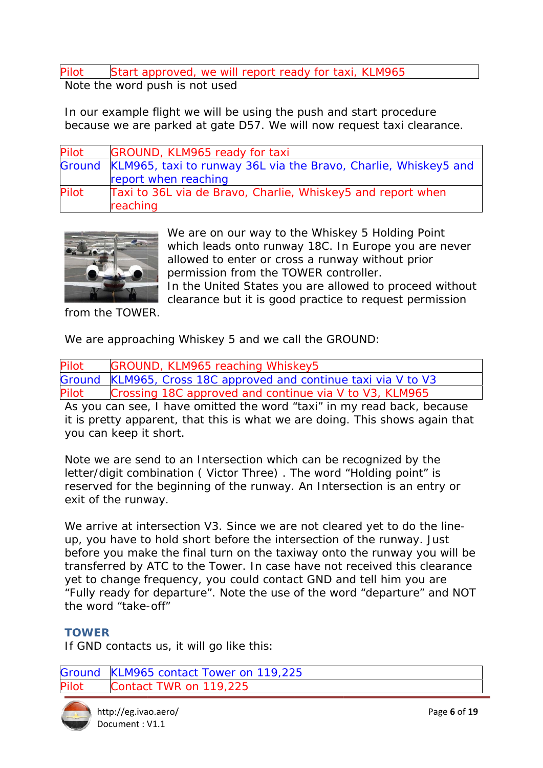| Pilot | Start approved, we will report ready for taxi, KLM965 |
|---|---|

Note the word push is not used

In our example flight we will be using the push and start procedure because we are parked at gate D57. We will now request taxi clearance.

| Pilot | GROUND, KLM965 ready for taxi |
|---|---|
| Ground | KLM965, taxi to runway 36L via the Bravo, Charlie, Whiskey5 and report when reaching |
| Pilot | Taxi to 36L via de Bravo, Charlie, Whiskey5 and report when reaching |

We are on our way to the Whiskey 5 Holding Point which leads onto runway 18C. In Europe you are never allowed to enter or cross a runway without prior permission from the TOWER controller.
In the United States you are allowed to proceed without clearance but it is good practice to request permission from the TOWER.

We are approaching Whiskey 5 and we call the GROUND:

| Pilot | GROUND, KLM965 reaching Whiskey5 |
|---|---|
| Ground | KLM965, Cross 18C approved and continue taxi via V to V3 |
| Pilot | Crossing 18C approved and continue via V to V3, KLM965 |

As you can see, I have omitted the word “taxi” in my read back, because it is pretty apparent, that this is what we are doing. This shows again that you can keep it short.

Note we are send to an Intersection which can be recognized by the letter/digit combination ( Victor Three) . The word “Holding point” is reserved for the beginning of the runway. An Intersection is an entry or exit of the runway.

We arrive at intersection V3. Since we are not cleared yet to do the line-up, you have to hold short before the intersection of the runway. Just before you make the final turn on the taxiway onto the runway you will be transferred by ATC to the Tower. In case have not received this clearance yet to change frequency, you could contact GND and tell him you are “Fully ready for departure”. Note the use of the word “departure” and NOT the word “take-off”

## TOWER

If GND contacts us, it will go like this:

| Ground | KLM965 contact Tower on 119,225 |
|---|---|
| Pilot | Contact TWR on 119,225 |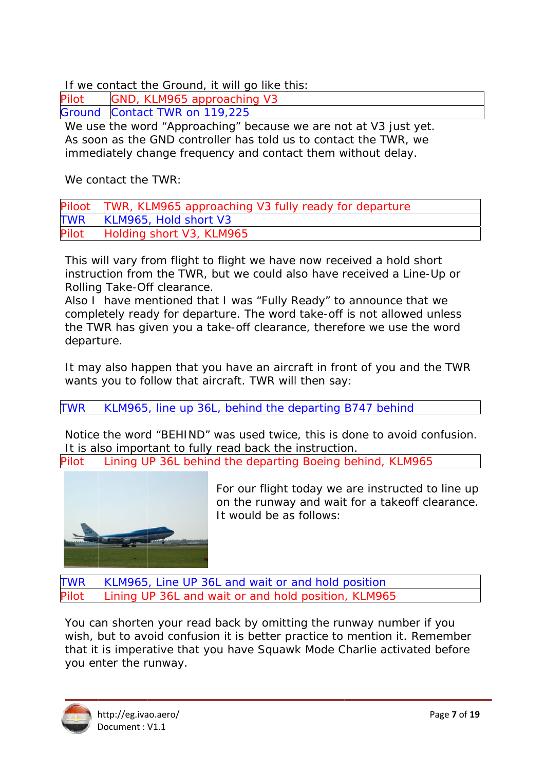If we contact the Ground, it will go like this:

| Pilot | GND, KLM965 approaching V3 |
|---|---|
| Ground | Contact TWR on 119,225 |

We use the word "Approaching" because we are not at V3 just yet. As soon as the GND controller has told us to contact the TWR, we immediately change frequency and contact them without delay.

We contact the TWR:

| Piloot | TWR, KLM965 approaching V3 fully ready for departure |
|---|---|
| TWR | KLM965, Hold short V3 |
| Pilot | Holding short V3, KLM965 |

This will vary from flight to flight we have now received a hold short instruction from the TWR, but we could also have received a Line-Up or Rolling Take-Off clearance.
Also I have mentioned that I was "Fully Ready" to announce that we completely ready for departure. The word take-off is not allowed unless the TWR has given you a take-off clearance, therefore we use the word departure.

It may also happen that you have an aircraft in front of you and the TWR wants you to follow that aircraft. TWR will then say:

| TWR | KLM965, line up 36L, behind the departing B747 behind |
|---|---|

Notice the word "BEHIND" was used twice, this is done to avoid confusion. It is also important to fully read back the instruction.

| Pilot | Lining UP 36L behind the departing Boeing behind, KLM965 |
|---|---|

For our flight today we are instructed to line up on the runway and wait for a takeoff clearance. It would be as follows:

| TWR | KLM965, Line UP 36L and wait or and hold position |
|---|---|
| Pilot | Lining UP 36L and wait or and hold position, KLM965 |

You can shorten your read back by omitting the runway number if you wish, but to avoid confusion it is better practice to mention it. Remember that it is imperative that you have Squawk Mode Charlie activated before you enter the runway.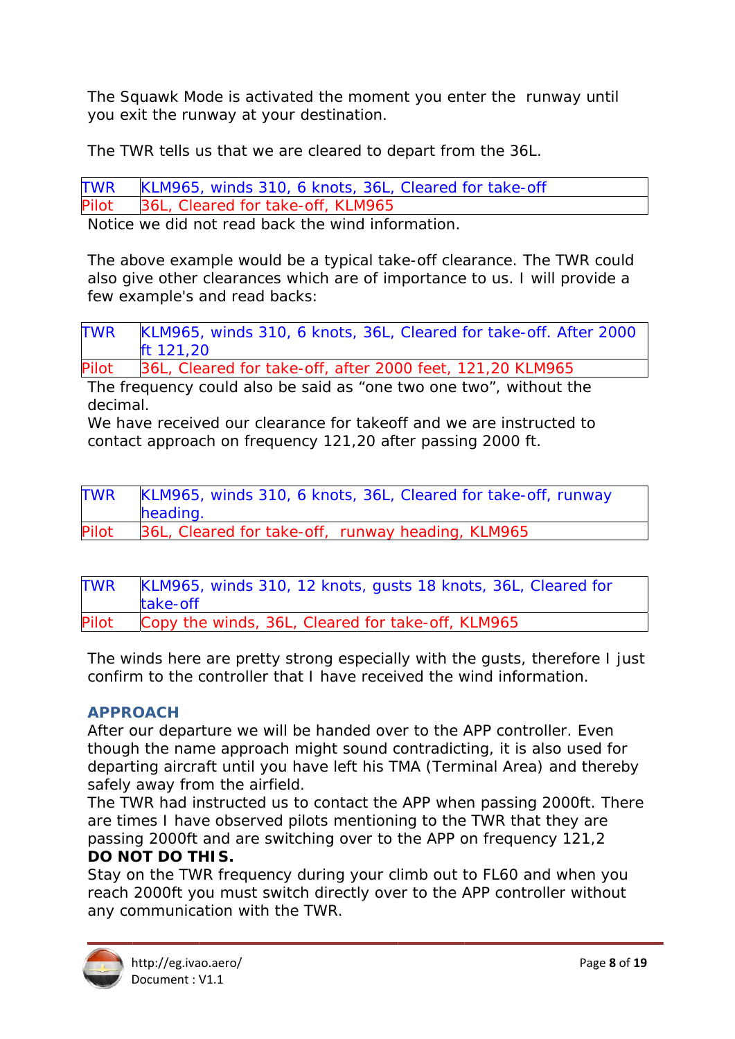The Squawk Mode is activated the moment you enter the runway until you exit the runway at your destination.

The TWR tells us that we are cleared to depart from the 36L.

| | |
|---|---|
| TWR | KLM965, winds 310, 6 knots, 36L, Cleared for take-off |
| Pilot | 36L, Cleared for take-off, KLM965 |

Notice we did not read back the wind information.

The above example would be a typical take-off clearance. The TWR could also give other clearances which are of importance to us. I will provide a few example's and read backs:

| | |
|---|---|
| TWR | KLM965, winds 310, 6 knots, 36L, Cleared for take-off. After 2000 ft 121,20 |
| Pilot | 36L, Cleared for take-off, after 2000 feet, 121,20 KLM965 |

The frequency could also be said as “one two one two”, without the decimal.
We have received our clearance for takeoff and we are instructed to contact approach on frequency 121,20 after passing 2000 ft.

| | |
|---|---|
| TWR | KLM965, winds 310, 6 knots, 36L, Cleared for take-off, runway heading. |
| Pilot | 36L, Cleared for take-off, runway heading, KLM965 |

| | |
|---|---|
| TWR | KLM965, winds 310, 12 knots, gusts 18 knots, 36L, Cleared for take-off |
| Pilot | Copy the winds, 36L, Cleared for take-off, KLM965 |

The winds here are pretty strong especially with the gusts, therefore I just confirm to the controller that I have received the wind information.

## APPROACH

After our departure we will be handed over to the APP controller. Even though the name approach might sound contradicting, it is also used for departing aircraft until you have left his TMA (Terminal Area) and thereby safely away from the airfield.
The TWR had instructed us to contact the APP when passing 2000ft. There are times I have observed pilots mentioning to the TWR that they are passing 2000ft and are switching over to the APP on frequency 121,2
**DO NOT DO THIS.**
Stay on the TWR frequency during your climb out to FL60 and when you reach 2000ft you must switch directly over to the APP controller without any communication with the TWR.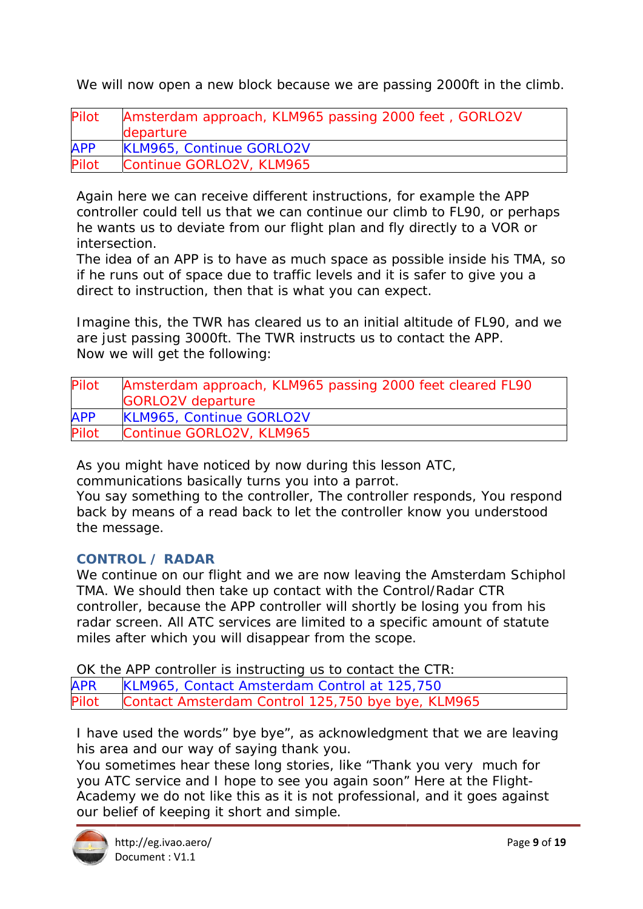We will now open a new block because we are passing 2000ft in the climb.

| Pilot | Amsterdam approach, KLM965 passing 2000 feet , GORLO2V departure |
|---|---|
| APP | KLM965, Continue GORLO2V |
| Pilot | Continue GORLO2V, KLM965 |

Again here we can receive different instructions, for example the APP controller could tell us that we can continue our climb to FL90, or perhaps he wants us to deviate from our flight plan and fly directly to a VOR or intersection.
The idea of an APP is to have as much space as possible inside his TMA, so if he runs out of space due to traffic levels and it is safer to give you a direct to instruction, then that is what you can expect.

Imagine this, the TWR has cleared us to an initial altitude of FL90, and we are just passing 3000ft. The TWR instructs us to contact the APP.
Now we will get the following:

| Pilot | Amsterdam approach, KLM965 passing 2000 feet cleared FL90 GORLO2V departure |
|---|---|
| APP | KLM965, Continue GORLO2V |
| Pilot | Continue GORLO2V, KLM965 |

As you might have noticed by now during this lesson ATC, communications basically turns you into a parrot.
You say something to the controller, The controller responds, You respond back by means of a read back to let the controller know you understood the message.

## CONTROL / RADAR

We continue on our flight and we are now leaving the Amsterdam Schiphol TMA. We should then take up contact with the Control/Radar CTR controller, because the APP controller will shortly be losing you from his radar screen. All ATC services are limited to a specific amount of statute miles after which you will disappear from the scope.

OK the APP controller is instructing us to contact the CTR:

| APR | KLM965, Contact Amsterdam Control at 125,750 |
|---|---|
| Pilot | Contact Amsterdam Control 125,750 bye bye, KLM965 |

I have used the words" bye bye", as acknowledgment that we are leaving his area and our way of saying thank you.
You sometimes hear these long stories, like "Thank you very much for you ATC service and I hope to see you again soon" Here at the Flight-Academy we do not like this as it is not professional, and it goes against our belief of keeping it short and simple.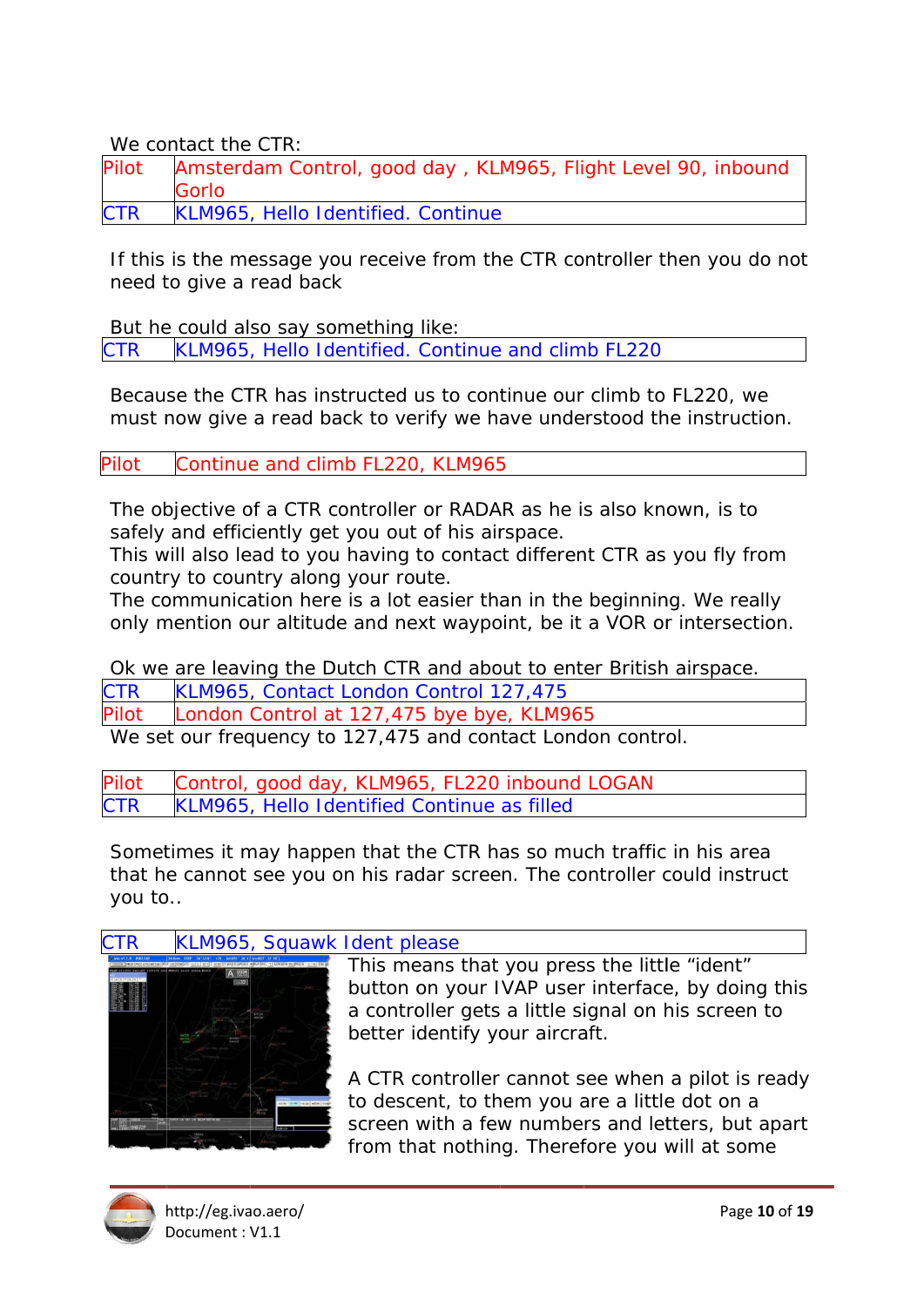We contact the CTR:

| | |
|---|---|
| Pilot | Amsterdam Control, good day , KLM965, Flight Level 90, inbound Gorlo |
| CTR | KLM965, Hello Identified. Continue |

If this is the message you receive from the CTR controller then you do not need to give a read back

But he could also say something like:

| | |
|---|---|
| CTR | KLM965, Hello Identified. Continue and climb FL220 |

Because the CTR has instructed us to continue our climb to FL220, we must now give a read back to verify we have understood the instruction.

| | |
|---|---|
| Pilot | Continue and climb FL220, KLM965 |

The objective of a CTR controller or RADAR as he is also known, is to safely and efficiently get you out of his airspace.
This will also lead to you having to contact different CTR as you fly from country to country along your route.
The communication here is a lot easier than in the beginning. We really only mention our altitude and next waypoint, be it a VOR or intersection.

Ok we are leaving the Dutch CTR and about to enter British airspace.

| | |
|---|---|
| CTR | KLM965, Contact London Control 127,475 |
| Pilot | London Control at 127,475 bye bye, KLM965 |

We set our frequency to 127,475 and contact London control.

| | |
|---|---|
| Pilot | Control, good day, KLM965, FL220 inbound LOGAN |
| CTR | KLM965, Hello Identified Continue as filled |

Sometimes it may happen that the CTR has so much traffic in his area that he cannot see you on his radar screen. The controller could instruct you to..

| | |
|---|---|
| CTR | KLM965, Squawk Ident please |

This means that you press the little "ident" button on your IVAP user interface, by doing this a controller gets a little signal on his screen to better identify your aircraft.

A CTR controller cannot see when a pilot is ready to descent, to them you are a little dot on a screen with a few numbers and letters, but apart from that nothing. Therefore you will at some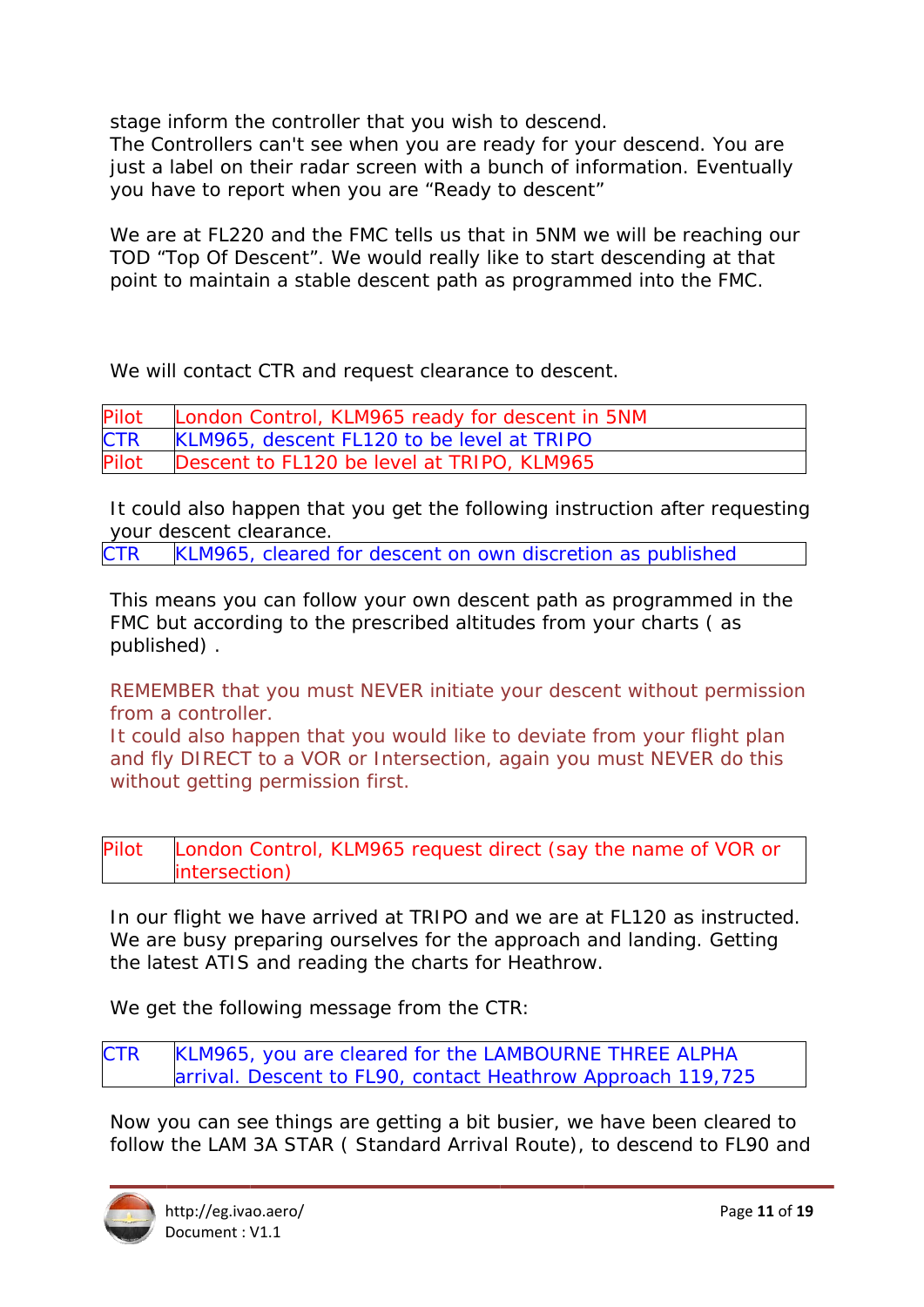stage inform the controller that you wish to descend.
The Controllers can't see when you are ready for your descend. You are just a label on their radar screen with a bunch of information. Eventually you have to report when you are "Ready to descent"

We are at FL220 and the FMC tells us that in 5NM we will be reaching our TOD "Top Of Descent". We would really like to start descending at that point to maintain a stable descent path as programmed into the FMC.

We will contact CTR and request clearance to descent.

| | |
|---|---|
| Pilot | London Control, KLM965 ready for descent in 5NM |
| CTR | KLM965, descent FL120 to be level at TRIPO |
| Pilot | Descent to FL120 be level at TRIPO, KLM965 |

It could also happen that you get the following instruction after requesting your descent clearance.

| | |
|---|---|
| CTR | KLM965, cleared for descent on own discretion as published |

This means you can follow your own descent path as programmed in the FMC but according to the prescribed altitudes from your charts ( as published) .

REMEMBER that you must NEVER initiate your descent without permission from a controller.
It could also happen that you would like to deviate from your flight plan and fly DIRECT to a VOR or Intersection, again you must NEVER do this without getting permission first.

| | |
|---|---|
| Pilot | London Control, KLM965 request direct (say the name of VOR or intersection) |

In our flight we have arrived at TRIPO and we are at FL120 as instructed. We are busy preparing ourselves for the approach and landing. Getting the latest ATIS and reading the charts for Heathrow.

We get the following message from the CTR:

| | |
|---|---|
| CTR | KLM965, you are cleared for the LAMBOURNE THREE ALPHA arrival. Descent to FL90, contact Heathrow Approach 119,725 |

Now you can see things are getting a bit busier, we have been cleared to follow the LAM 3A STAR ( Standard Arrival Route), to descend to FL90 and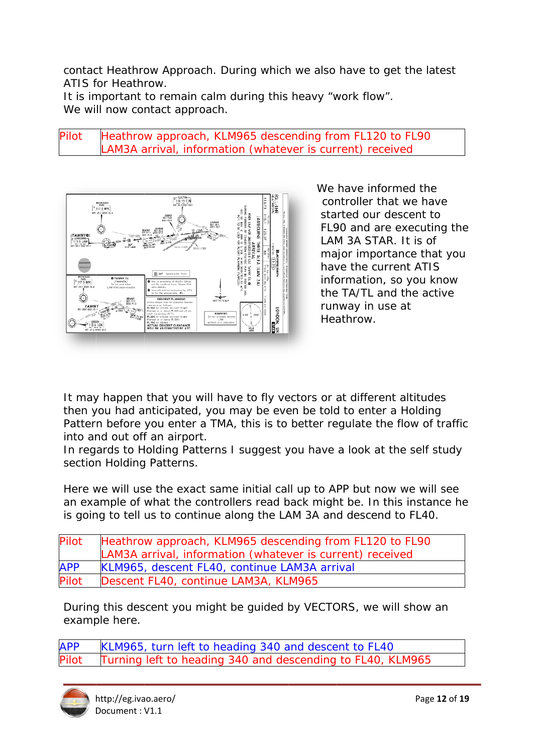contact Heathrow Approach. During which we also have to get the latest ATIS for Heathrow.
It is important to remain calm during this heavy "work flow".
We will now contact approach.

| | |
|---|---|
| Pilot | Heathrow approach, KLM965 descending from FL120 to FL90 LAM3A arrival, information (whatever is current) received |

We have informed the controller that we have started our descent to FL90 and are executing the LAM 3A STAR. It is of major importance that you have the current ATIS information, so you know the TA/TL and the active runway in use at Heathrow.

It may happen that you will have to fly vectors or at different altitudes then you had anticipated, you may be even be told to enter a Holding Pattern before you enter a TMA, this is to better regulate the flow of traffic into and out off an airport.
In regards to Holding Patterns I suggest you have a look at the self study section Holding Patterns.

Here we will use the exact same initial call up to APP but now we will see an example of what the controllers read back might be. In this instance he is going to tell us to continue along the LAM 3A and descend to FL40.

| | |
|---|---|
| Pilot | Heathrow approach, KLM965 descending from FL120 to FL90 LAM3A arrival, information (whatever is current) received |
| APP | KLM965, descent FL40, continue LAM3A arrival |
| Pilot | Descent FL40, continue LAM3A, KLM965 |

During this descent you might be guided by VECTORS, we will show an example here.

| | |
|---|---|
| APP | KLM965, turn left to heading 340 and descent to FL40 |
| Pilot | Turning left to heading 340 and descending to FL40, KLM965 |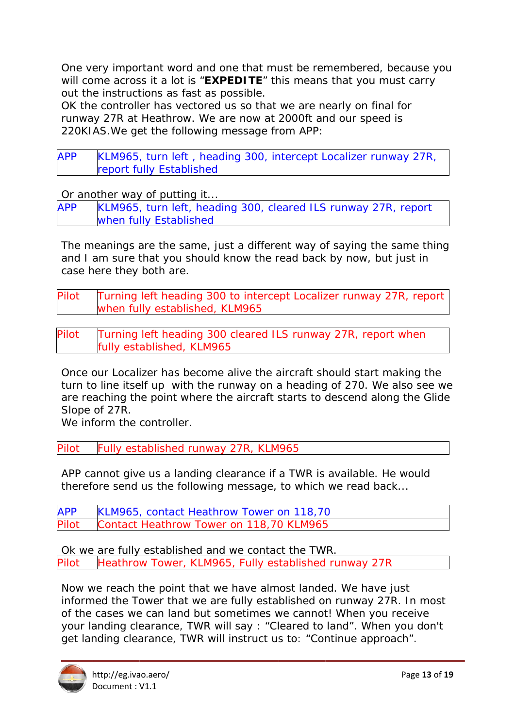One very important word and one that must be remembered, because you will come across it a lot is "**EXPEDITE**" this means that you must carry out the instructions as fast as possible.
OK the controller has vectored us so that we are nearly on final for runway 27R at Heathrow. We are now at 2000ft and our speed is 220KIAS.We get the following message from APP:

| APP | KLM965, turn left , heading 300, intercept Localizer runway 27R, report fully Established |
|---|---|

Or another way of putting it...

| APP | KLM965, turn left, heading 300, cleared ILS runway 27R, report when fully Established |
|---|---|

The meanings are the same, just a different way of saying the same thing and I am sure that you should know the read back by now, but just in case here they both are.

| Pilot | Turning left heading 300 to intercept Localizer runway 27R, report when fully established, KLM965 |
|---|---|

| Pilot | Turning left heading 300 cleared ILS runway 27R, report when fully established, KLM965 |
|---|---|

Once our Localizer has become alive the aircraft should start making the turn to line itself up with the runway on a heading of 270. We also see we are reaching the point where the aircraft starts to descend along the Glide Slope of 27R.
We inform the controller.

| Pilot | Fully established runway 27R, KLM965 |
|---|---|

APP cannot give us a landing clearance if a TWR is available. He would therefore send us the following message, to which we read back...

| APP | KLM965, contact Heathrow Tower on 118,70 |
|---|---|
| Pilot | Contact Heathrow Tower on 118,70 KLM965 |

Ok we are fully established and we contact the TWR.

| Pilot | Heathrow Tower, KLM965, Fully established runway 27R |
|---|---|

Now we reach the point that we have almost landed. We have just informed the Tower that we are fully established on runway 27R. In most of the cases we can land but sometimes we cannot! When you receive your landing clearance, TWR will say : "Cleared to land". When you don't get landing clearance, TWR will instruct us to: "Continue approach".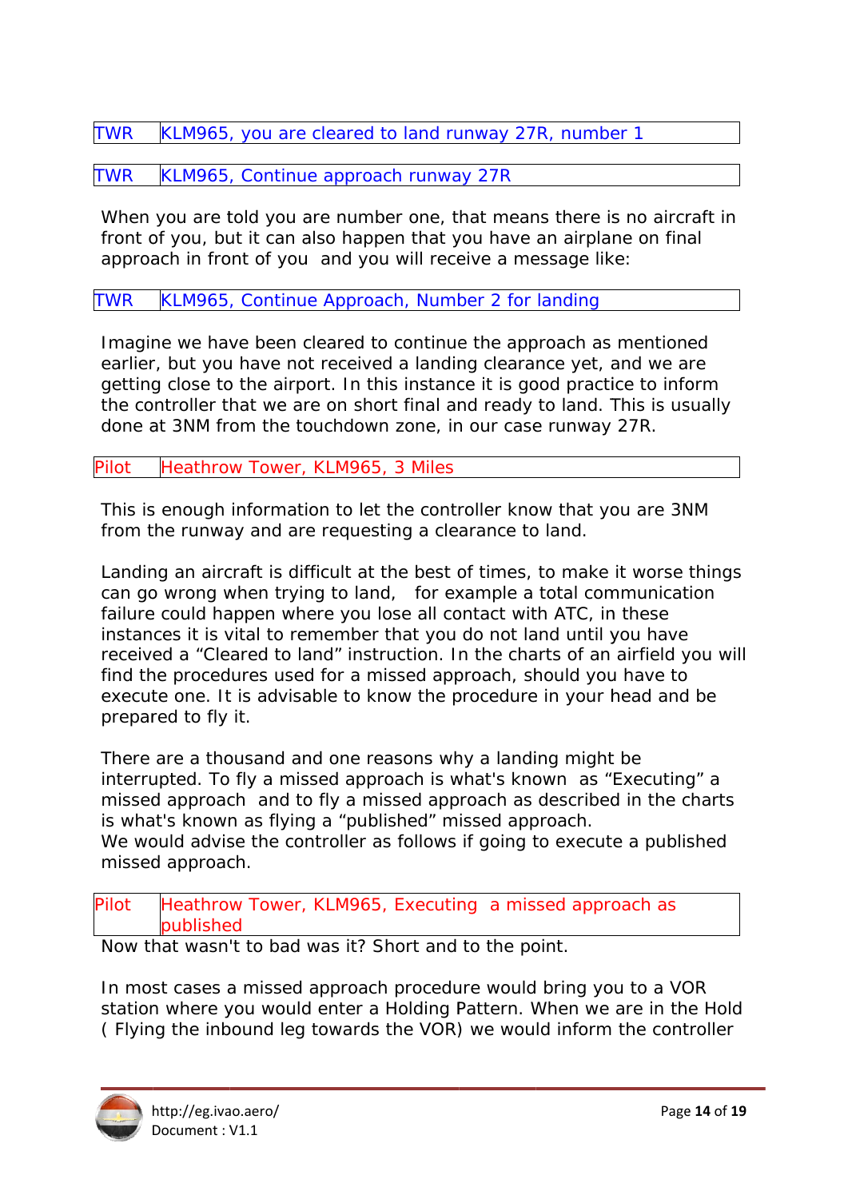| | |
|---|---|
| TWR | KLM965, you are cleared to land runway 27R, number 1 |

| | |
|---|---|
| TWR | KLM965, Continue approach runway 27R |

When you are told you are number one, that means there is no aircraft in front of you, but it can also happen that you have an airplane on final approach in front of you and you will receive a message like:

| | |
|---|---|
| TWR | KLM965, Continue Approach, Number 2 for landing |

Imagine we have been cleared to continue the approach as mentioned earlier, but you have not received a landing clearance yet, and we are getting close to the airport. In this instance it is good practice to inform the controller that we are on short final and ready to land. This is usually done at 3NM from the touchdown zone, in our case runway 27R.

| | |
|---|---|
| Pilot | Heathrow Tower, KLM965, 3 Miles |

This is enough information to let the controller know that you are 3NM from the runway and are requesting a clearance to land.

Landing an aircraft is difficult at the best of times, to make it worse things can go wrong when trying to land, for example a total communication failure could happen where you lose all contact with ATC, in these instances it is vital to remember that you do not land until you have received a "Cleared to land" instruction. In the charts of an airfield you will find the procedures used for a missed approach, should you have to execute one. It is advisable to know the procedure in your head and be prepared to fly it.

There are a thousand and one reasons why a landing might be interrupted. To fly a missed approach is what's known as "Executing" a missed approach and to fly a missed approach as described in the charts is what's known as flying a "published" missed approach.
We would advise the controller as follows if going to execute a published missed approach.

| | |
|---|---|
| Pilot | Heathrow Tower, KLM965, Executing a missed approach as published |

Now that wasn't to bad was it? Short and to the point.

In most cases a missed approach procedure would bring you to a VOR station where you would enter a Holding Pattern. When we are in the Hold ( Flying the inbound leg towards the VOR) we would inform the controller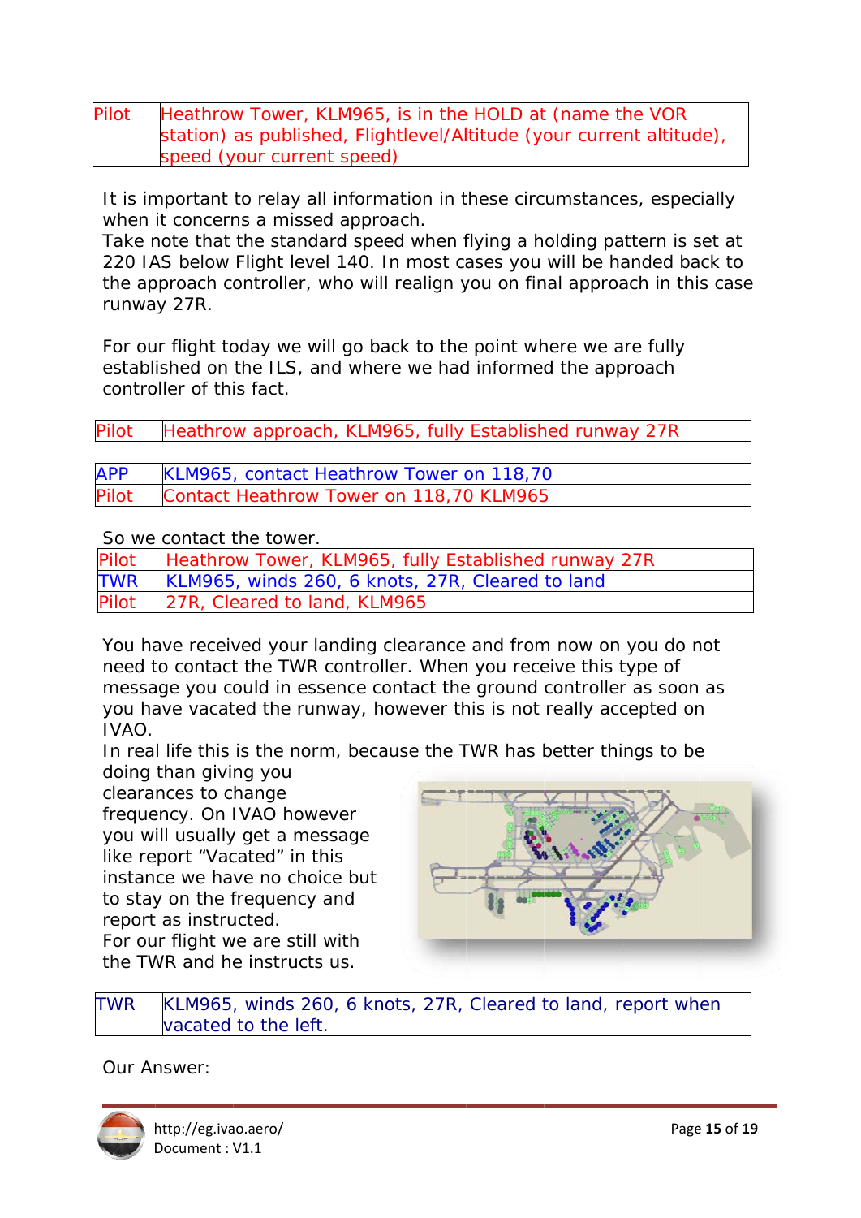| | |
|---|---|
| Pilot | Heathrow Tower, KLM965, is in the HOLD at (name the VOR station) as published, Flightlevel/Altitude (your current altitude), speed (your current speed) |

It is important to relay all information in these circumstances, especially when it concerns a missed approach.
Take note that the standard speed when flying a holding pattern is set at 220 IAS below Flight level 140. In most cases you will be handed back to the approach controller, who will realign you on final approach in this case runway 27R.

For our flight today we will go back to the point where we are fully established on the ILS, and where we had informed the approach controller of this fact.

| | |
|---|---|
| Pilot | Heathrow approach, KLM965, fully Established runway 27R |

| | |
|---|---|
| APP | KLM965, contact Heathrow Tower on 118,70 |
| Pilot | Contact Heathrow Tower on 118,70 KLM965 |

So we contact the tower.

| | |
|---|---|
| Pilot | Heathrow Tower, KLM965, fully Established runway 27R |
| TWR | KLM965, winds 260, 6 knots, 27R, Cleared to land |
| Pilot | 27R, Cleared to land, KLM965 |

You have received your landing clearance and from now on you do not need to contact the TWR controller. When you receive this type of message you could in essence contact the ground controller as soon as you have vacated the runway, however this is not really accepted on IVAO.
In real life this is the norm, because the TWR has better things to be doing than giving you clearances to change frequency. On IVAO however you will usually get a message like report "Vacated" in this instance we have no choice but to stay on the frequency and report as instructed.
For our flight we are still with the TWR and he instructs us.

| | |
|---|---|
| TWR | KLM965, winds 260, 6 knots, 27R, Cleared to land, report when vacated to the left. |

Our Answer: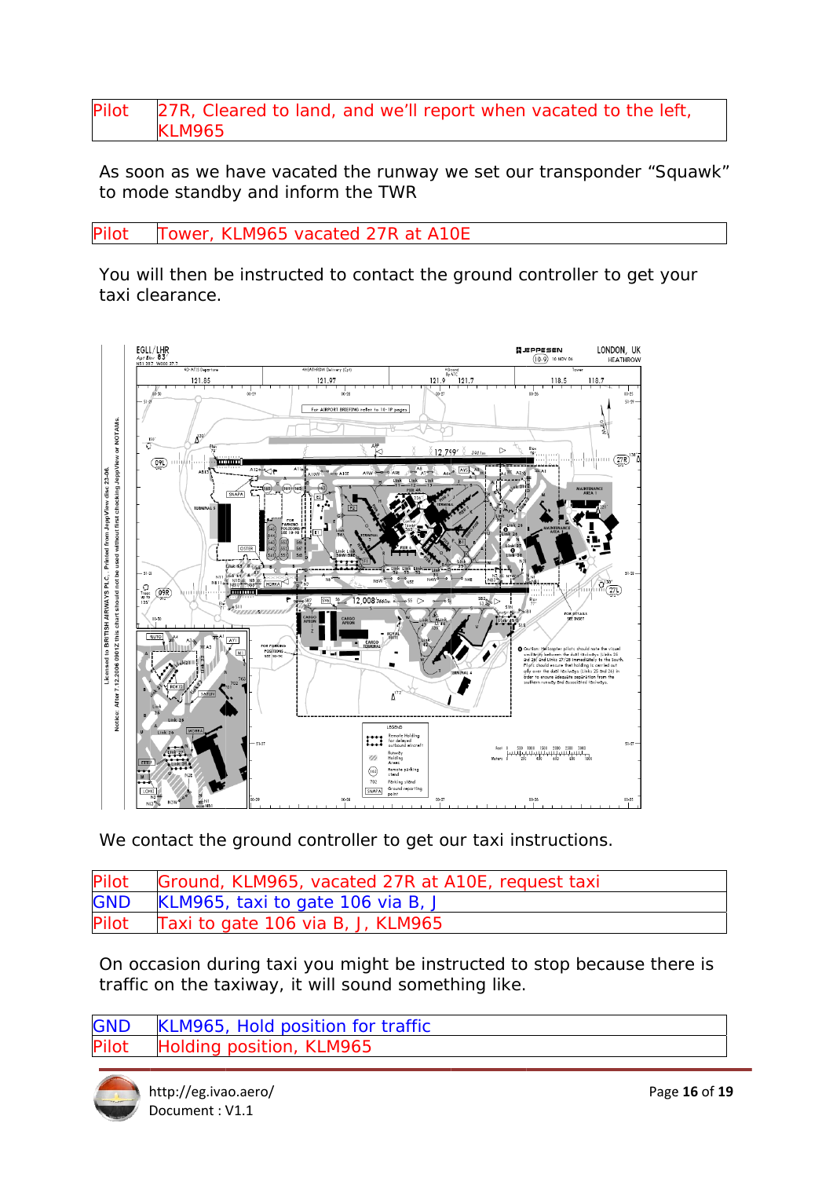| Pilot | 27R, Cleared to land, and we'll report when vacated to the left, KLM965 |
|---|---|

As soon as we have vacated the runway we set our transponder "Squawk" to mode standby and inform the TWR

| Pilot | Tower, KLM965 vacated 27R at A10E |
|---|---|

You will then be instructed to contact the ground controller to get your taxi clearance.

We contact the ground controller to get our taxi instructions.

| Pilot | Ground, KLM965, vacated 27R at A10E, request taxi |
|---|---|
| GND | KLM965, taxi to gate 106 via B, J |
| Pilot | Taxi to gate 106 via B, J, KLM965 |

On occasion during taxi you might be instructed to stop because there is traffic on the taxiway, it will sound something like.

| GND | KLM965, Hold position for traffic |
|---|---|
| Pilot | Holding position, KLM965 |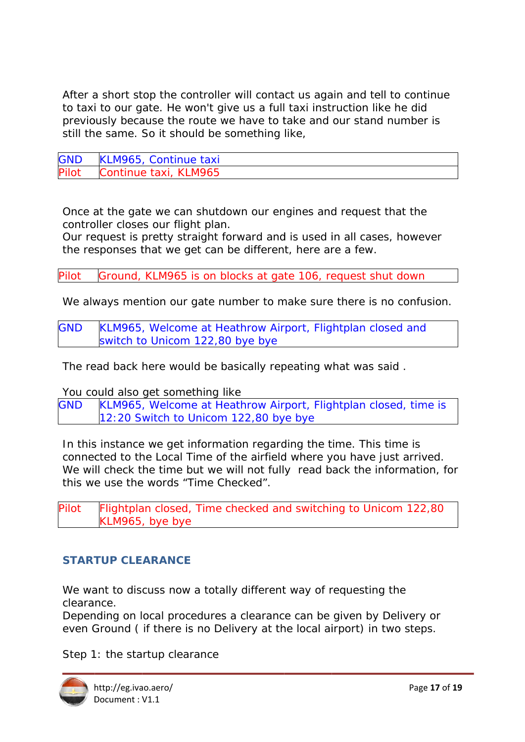After a short stop the controller will contact us again and tell to continue to taxi to our gate. He won't give us a full taxi instruction like he did previously because the route we have to take and our stand number is still the same. So it should be something like,

| | |
|---|---|
| GND | KLM965, Continue taxi |
| Pilot | Continue taxi, KLM965 |

Once at the gate we can shutdown our engines and request that the controller closes our flight plan.
Our request is pretty straight forward and is used in all cases, however the responses that we get can be different, here are a few.

| | |
|---|---|
| Pilot | Ground, KLM965 is on blocks at gate 106, request shut down |

We always mention our gate number to make sure there is no confusion.

| | |
|---|---|
| GND | KLM965, Welcome at Heathrow Airport, Flightplan closed and switch to Unicom 122,80 bye bye |

The read back here would be basically repeating what was said .

You could also get something like

| | |
|---|---|
| GND | KLM965, Welcome at Heathrow Airport, Flightplan closed, time is 12:20 Switch to Unicom 122,80 bye bye |

In this instance we get information regarding the time. This time is connected to the Local Time of the airfield where you have just arrived. We will check the time but we will not fully read back the information, for this we use the words "Time Checked".

| | |
|---|---|
| Pilot | Flightplan closed, Time checked and switching to Unicom 122,80 KLM965, bye bye |

## STARTUP CLEARANCE

We want to discuss now a totally different way of requesting the clearance.
Depending on local procedures a clearance can be given by Delivery or even Ground ( if there is no Delivery at the local airport) in two steps.

Step 1: the startup clearance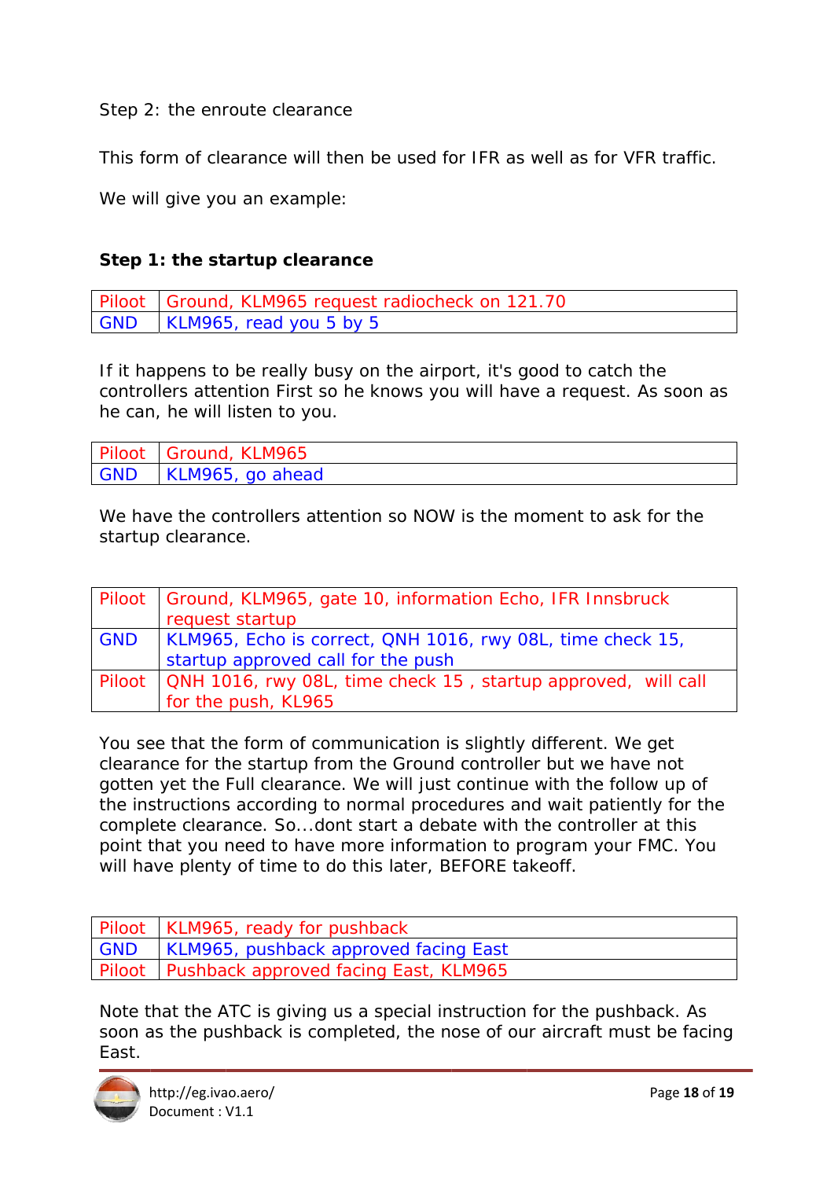Step 2: the enroute clearance

This form of clearance will then be used for IFR as well as for VFR traffic.

We will give you an example:

**Step 1: the startup clearance**

| Piloot | Ground, KLM965 request radiocheck on 121.70 |
|---|---|
| GND | KLM965, read you 5 by 5 |

If it happens to be really busy on the airport, it's good to catch the controllers attention First so he knows you will have a request. As soon as he can, he will listen to you.

| Piloot | Ground, KLM965 |
|---|---|
| GND | KLM965, go ahead |

We have the controllers attention so NOW is the moment to ask for the startup clearance.

| Piloot | Ground, KLM965, gate 10, information Echo, IFR Innsbruck request startup |
|---|---|
| GND | KLM965, Echo is correct, QNH 1016, rwy 08L, time check 15, startup approved call for the push |
| Piloot | QNH 1016, rwy 08L, time check 15 , startup approved, will call for the push, KL965 |

You see that the form of communication is slightly different. We get clearance for the startup from the Ground controller but we have not gotten yet the Full clearance. We will just continue with the follow up of the instructions according to normal procedures and wait patiently for the complete clearance. So...dont start a debate with the controller at this point that you need to have more information to program your FMC. You will have plenty of time to do this later, BEFORE takeoff.

| Piloot | KLM965, ready for pushback |
|---|---|
| GND | KLM965, pushback approved facing East |
| Piloot | Pushback approved facing East, KLM965 |

Note that the ATC is giving us a special instruction for the pushback. As soon as the pushback is completed, the nose of our aircraft must be facing East.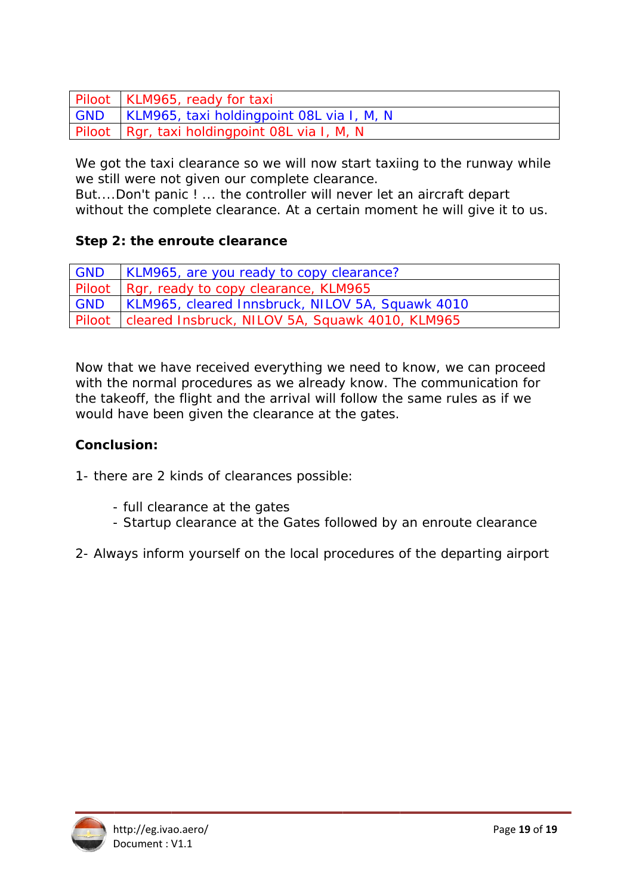| | |
|---|---|
| Piloot | KLM965, ready for taxi |
| GND | KLM965, taxi holdingpoint 08L via I, M, N |
| Piloot | Rgr, taxi holdingpoint 08L via I, M, N |

We got the taxi clearance so we will now start taxiing to the runway while we still were not given our complete clearance.
But....Don't panic ! ... the controller will never let an aircraft depart without the complete clearance. At a certain moment he will give it to us.

**Step 2: the enroute clearance**

| | |
|---|---|
| GND | KLM965, are you ready to copy clearance? |
| Piloot | Rgr, ready to copy clearance, KLM965 |
| GND | KLM965, cleared Innsbruck, NILOV 5A, Squawk 4010 |
| Piloot | cleared Insbruck, NILOV 5A, Squawk 4010, KLM965 |

Now that we have received everything we need to know, we can proceed with the normal procedures as we already know. The communication for the takeoff, the flight and the arrival will follow the same rules as if we would have been given the clearance at the gates.

**Conclusion:**

1- there are 2 kinds of clearances possible:

- full clearance at the gates
- Startup clearance at the Gates followed by an enroute clearance

2- Always inform yourself on the local procedures of the departing airport